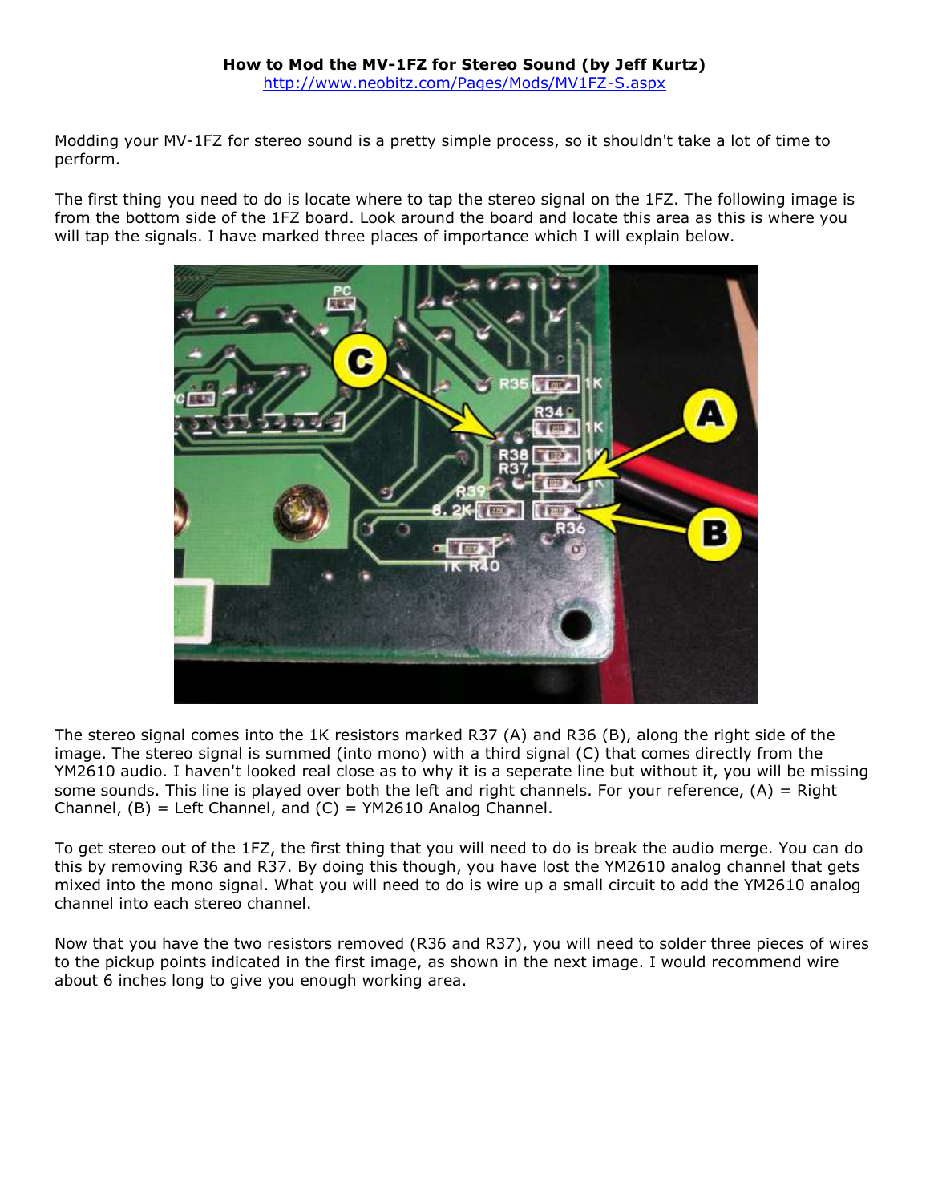**How to Mod the MV-1FZ for Stereo Sound (by Jeff Kurtz)**

http://www.neobitz.com/Pages/Mods/MV1FZ-S.aspx

Modding your MV-1FZ for stereo sound is a pretty simple process, so it shouldn't take a lot of time to perform.

The first thing you need to do is locate where to tap the stereo signal on the 1FZ. The following image is from the bottom side of the 1FZ board. Look around the board and locate this area as this is where you will tap the signals. I have marked three places of importance which I will explain below.

The stereo signal comes into the 1K resistors marked R37 (A) and R36 (B), along the right side of the image. The stereo signal is summed (into mono) with a third signal (C) that comes directly from the YM2610 audio. I haven't looked real close as to why it is a seperate line but without it, you will be missing some sounds. This line is played over both the left and right channels. For your reference, (A) = Right Channel, (B) = Left Channel, and (C) = YM2610 Analog Channel.

To get stereo out of the 1FZ, the first thing that you will need to do is break the audio merge. You can do this by removing R36 and R37. By doing this though, you have lost the YM2610 analog channel that gets mixed into the mono signal. What you will need to do is wire up a small circuit to add the YM2610 analog channel into each stereo channel.

Now that you have the two resistors removed (R36 and R37), you will need to solder three pieces of wires to the pickup points indicated in the first image, as shown in the next image. I would recommend wire about 6 inches long to give you enough working area.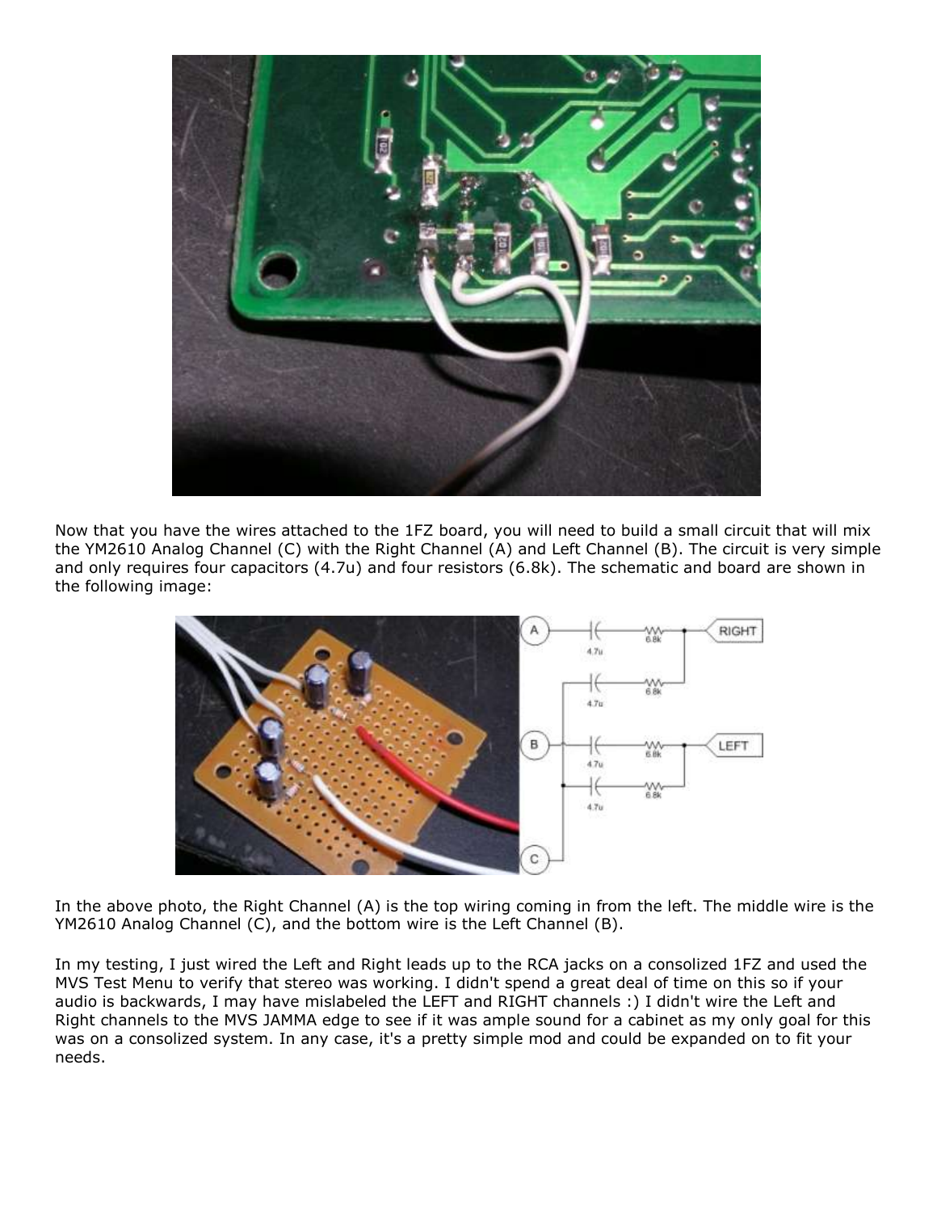Now that you have the wires attached to the 1FZ board, you will need to build a small circuit that will mix the YM2610 Analog Channel (C) with the Right Channel (A) and Left Channel (B). The circuit is very simple and only requires four capacitors (4.7u) and four resistors (6.8k). The schematic and board are shown in the following image:

In the above photo, the Right Channel (A) is the top wiring coming in from the left. The middle wire is the YM2610 Analog Channel (C), and the bottom wire is the Left Channel (B).

In my testing, I just wired the Left and Right leads up to the RCA jacks on a consolized 1FZ and used the MVS Test Menu to verify that stereo was working. I didn't spend a great deal of time on this so if your audio is backwards, I may have mislabeled the LEFT and RIGHT channels :) I didn't wire the Left and Right channels to the MVS JAMMA edge to see if it was ample sound for a cabinet as my only goal for this was on a consolized system. In any case, it's a pretty simple mod and could be expanded on to fit your needs.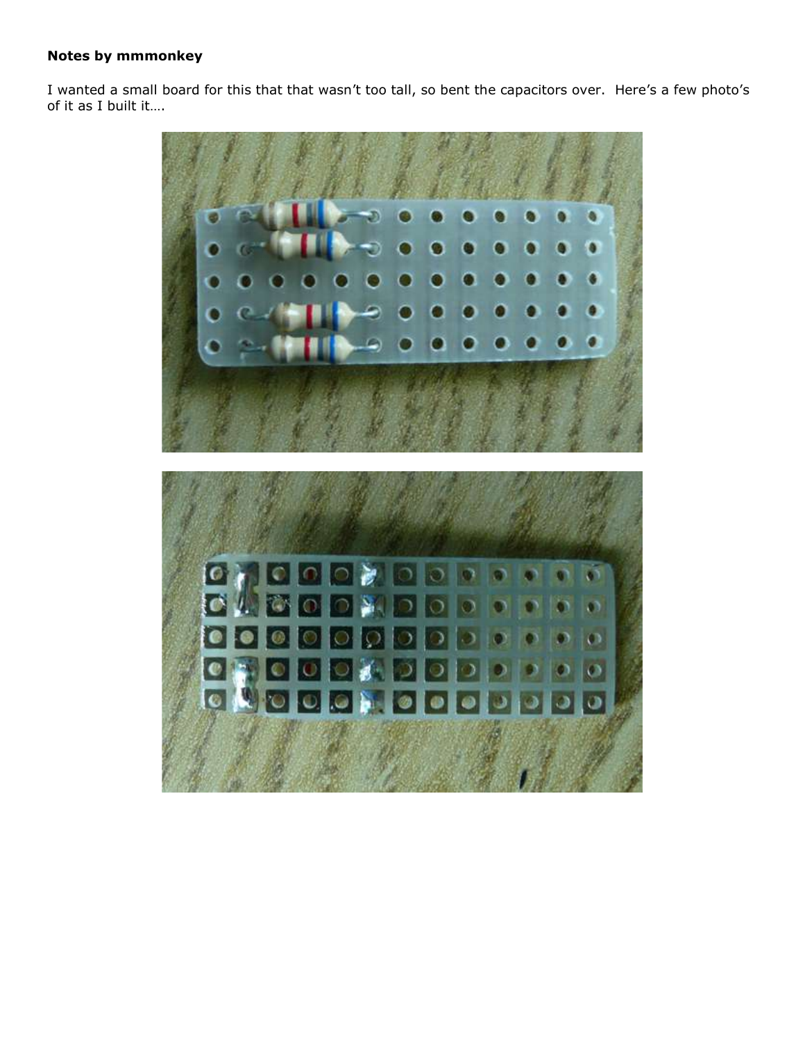**Notes by mmmonkey**

I wanted a small board for this that that wasn't too tall, so bent the capacitors over.  Here's a few photo's of it as I built it….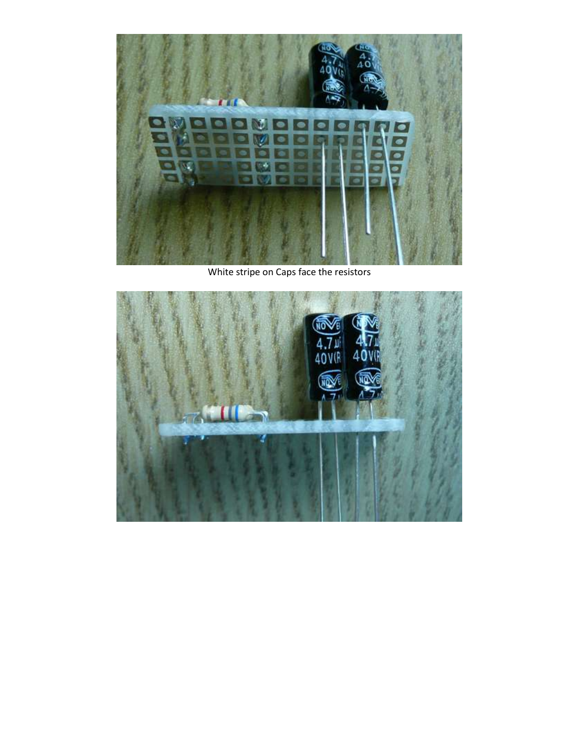White stripe on Caps face the resistors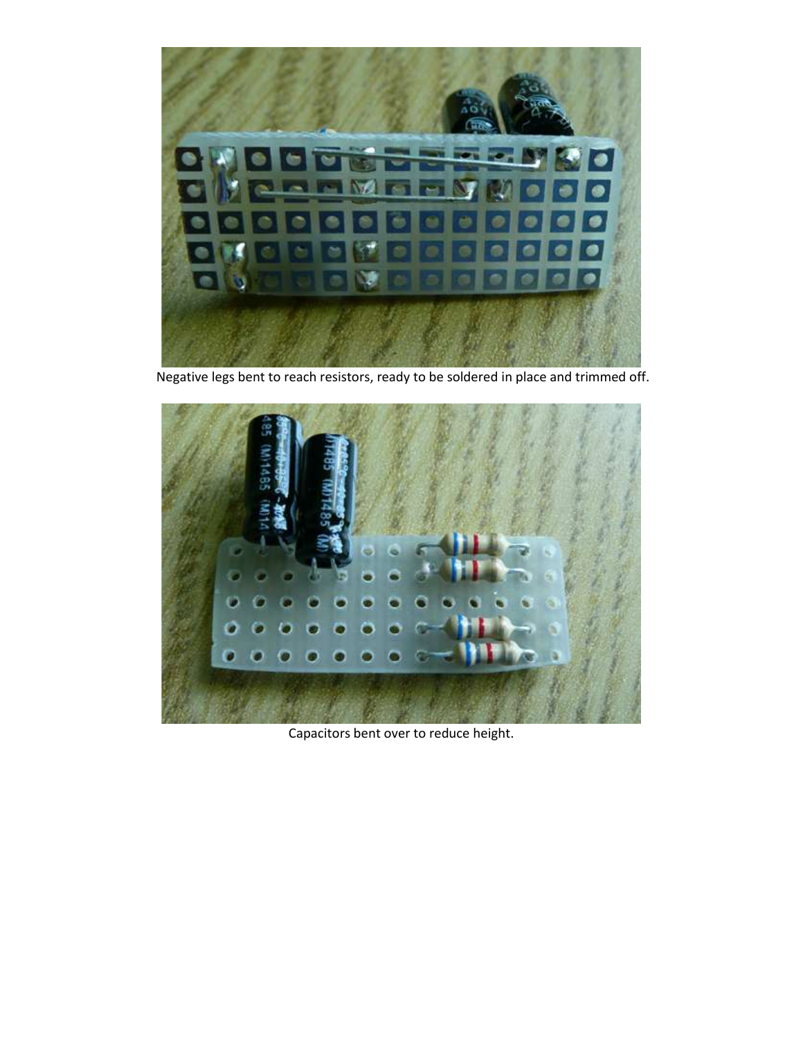Negative legs bent to reach resistors, ready to be soldered in place and trimmed off.

Capacitors bent over to reduce height.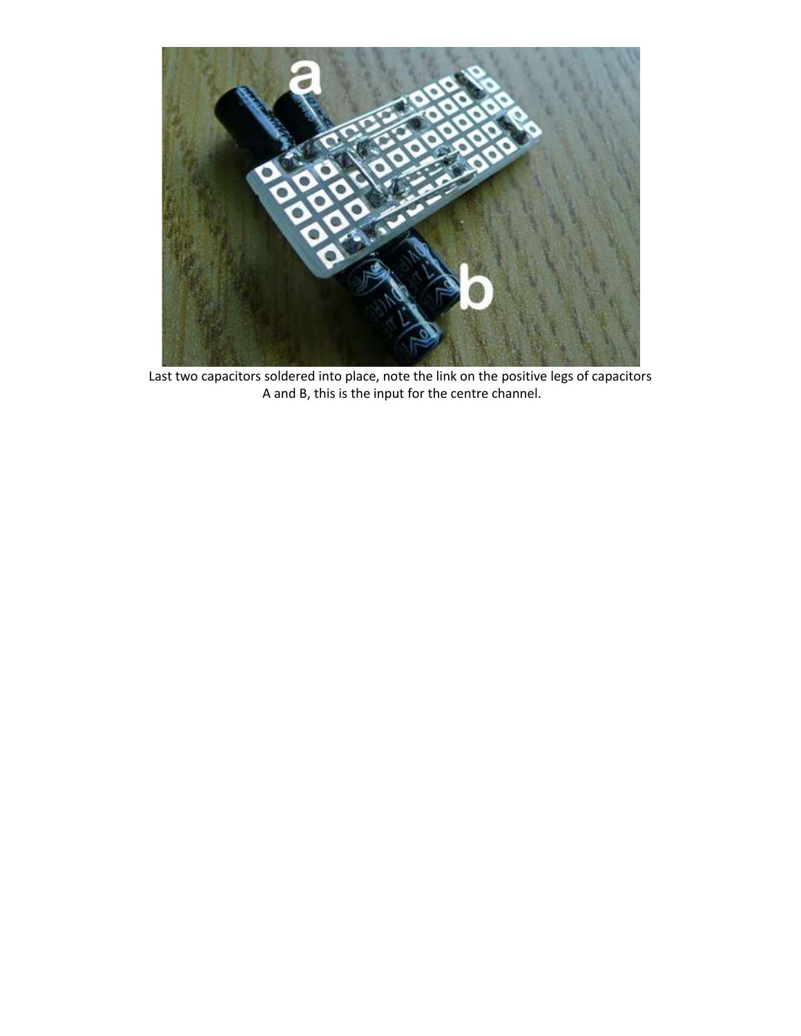Last two capacitors soldered into place, note the link on the positive legs of capacitors A and B, this is the input for the centre channel.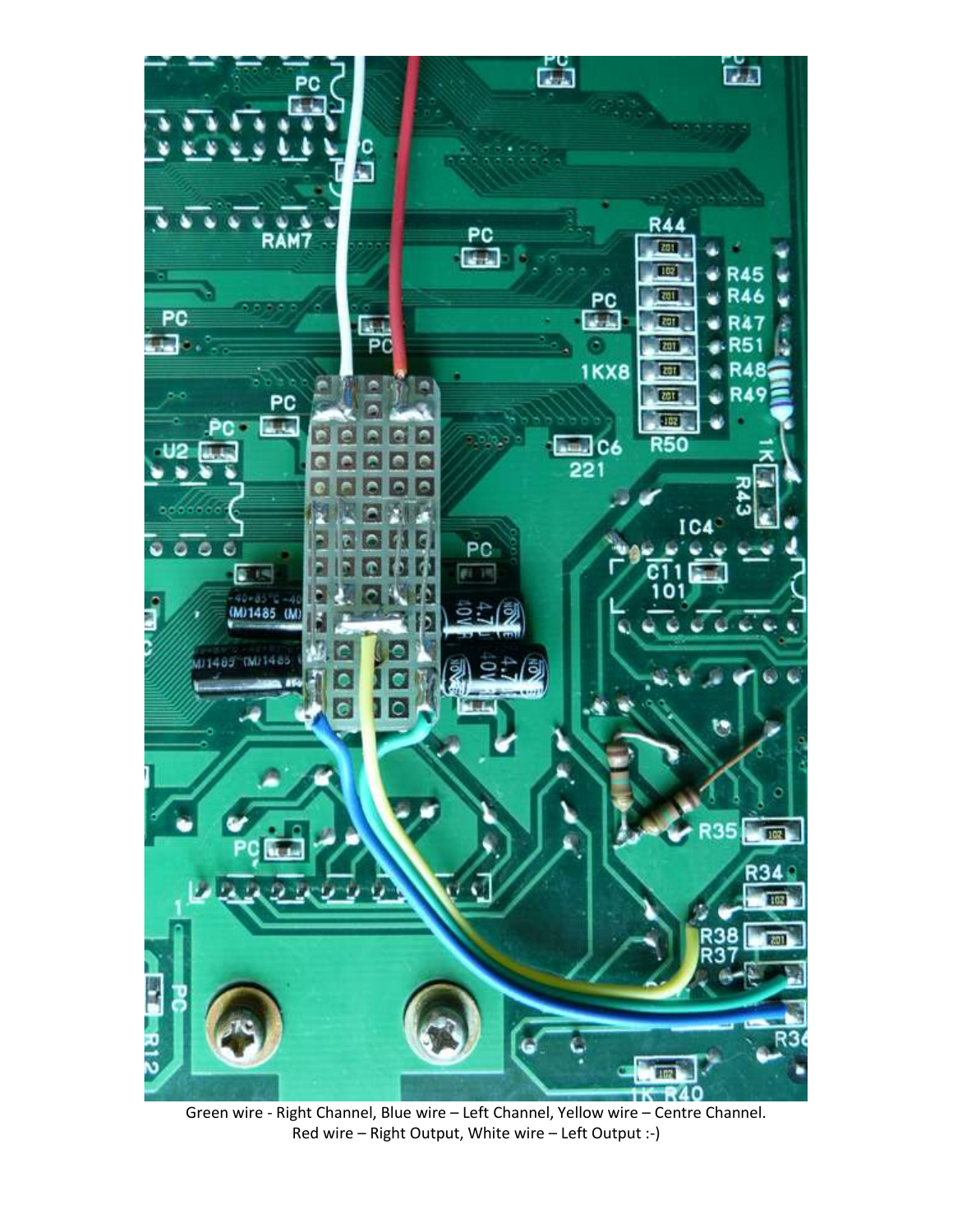Green wire - Right Channel, Blue wire – Left Channel, Yellow wire – Centre Channel.
Red wire – Right Output, White wire – Left Output :-)